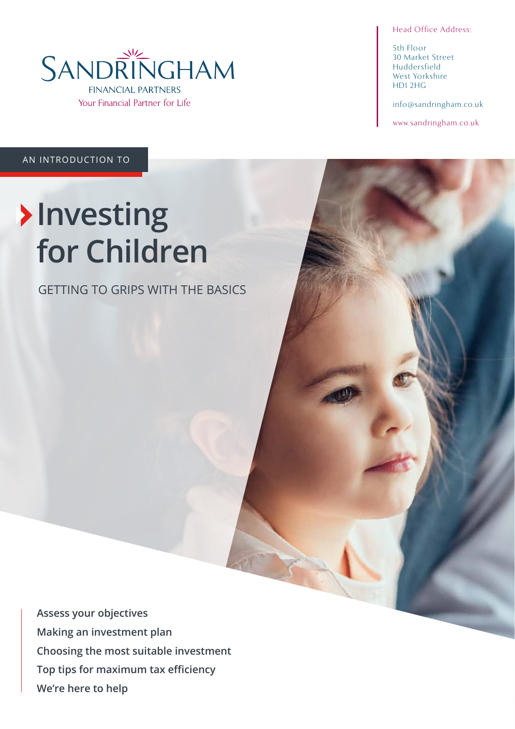SANDRINGHAM
FINANCIAL PARTNERS
Your Financial Partner for Life

Head Office Address:

5th Floor
30 Market Street
Huddersfield
West Yorkshire
HD1 2HG

info@sandringham.co.uk

www.sandringham.co.uk

AN INTRODUCTION TO

# Investing for Children

GETTING TO GRIPS WITH THE BASICS

**Assess your objectives**
**Making an investment plan**
**Choosing the most suitable investment**
**Top tips for maximum tax efficiency**
**We're here to help**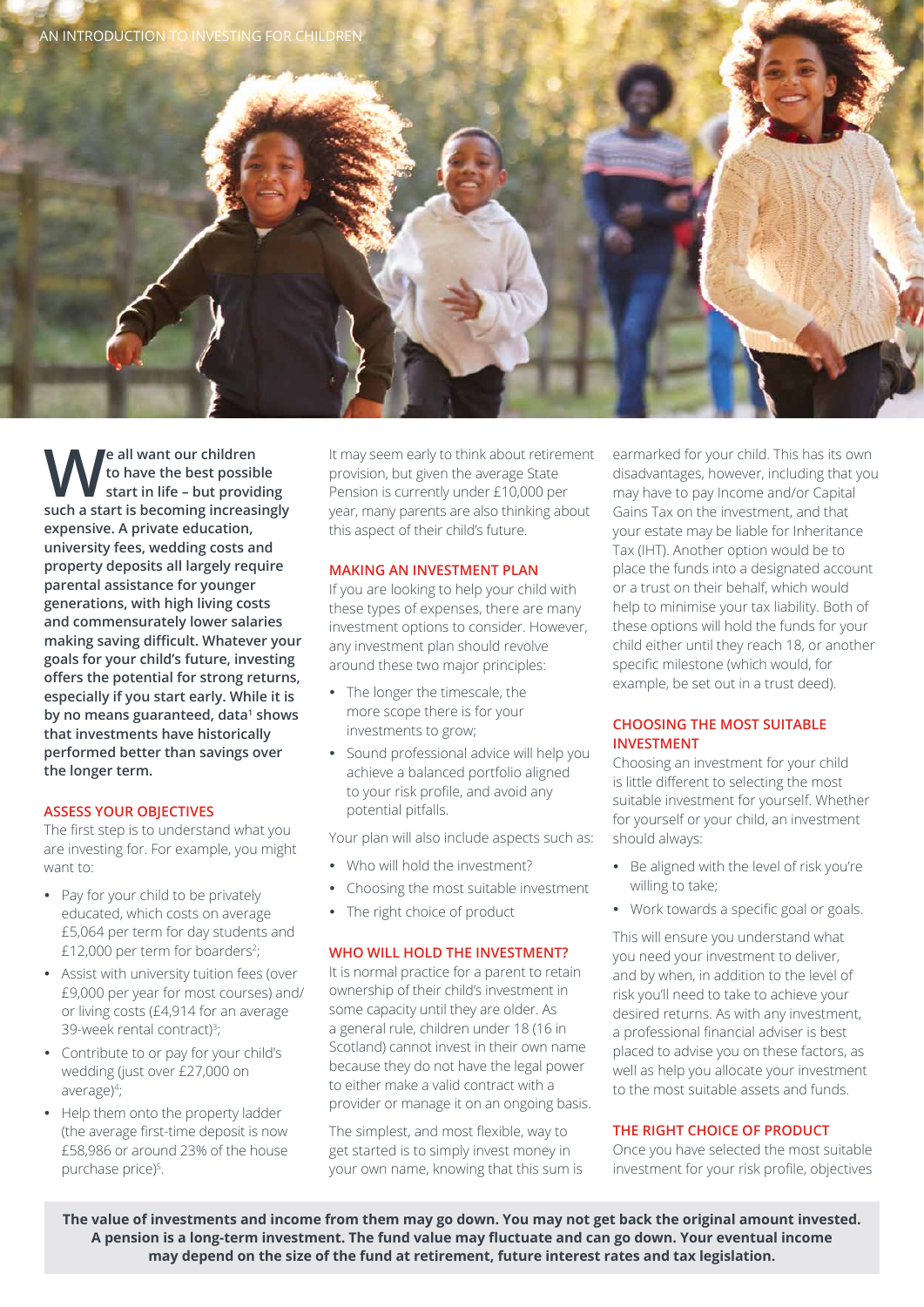**We all want our children to have the best possible start in life – but providing such a start is becoming increasingly expensive. A private education, university fees, wedding costs and property deposits all largely require parental assistance for younger generations, with high living costs and commensurately lower salaries making saving difficult. Whatever your goals for your child's future, investing offers the potential for strong returns, especially if you start early. While it is by no means guaranteed, data[1] shows that investments have historically performed better than savings over the longer term.**

## ASSESS YOUR OBJECTIVES

The first step is to understand what you are investing for. For example, you might want to:

- Pay for your child to be privately educated, which costs on average £5,064 per term for day students and £12,000 per term for boarders[2];
- Assist with university tuition fees (over £9,000 per year for most courses) and/or living costs (£4,914 for an average 39-week rental contract)[3];
- Contribute to or pay for your child's wedding (just over £27,000 on average)[4];
- Help them onto the property ladder (the average first-time deposit is now £58,986 or around 23% of the house purchase price)[5].

It may seem early to think about retirement provision, but given the average State Pension is currently under £10,000 per year, many parents are also thinking about this aspect of their child's future.

## MAKING AN INVESTMENT PLAN

If you are looking to help your child with these types of expenses, there are many investment options to consider. However, any investment plan should revolve around these two major principles:

- The longer the timescale, the more scope there is for your investments to grow;
- Sound professional advice will help you achieve a balanced portfolio aligned to your risk profile, and avoid any potential pitfalls.

Your plan will also include aspects such as:

- Who will hold the investment?
- Choosing the most suitable investment
- The right choice of product

## WHO WILL HOLD THE INVESTMENT?

It is normal practice for a parent to retain ownership of their child's investment in some capacity until they are older. As a general rule, children under 18 (16 in Scotland) cannot invest in their own name because they do not have the legal power to either make a valid contract with a provider or manage it on an ongoing basis.

The simplest, and most flexible, way to get started is to simply invest money in your own name, knowing that this sum is earmarked for your child. This has its own disadvantages, however, including that you may have to pay Income and/or Capital Gains Tax on the investment, and that your estate may be liable for Inheritance Tax (IHT). Another option would be to place the funds into a designated account or a trust on their behalf, which would help to minimise your tax liability. Both of these options will hold the funds for your child either until they reach 18, or another specific milestone (which would, for example, be set out in a trust deed).

## CHOOSING THE MOST SUITABLE INVESTMENT

Choosing an investment for your child is little different to selecting the most suitable investment for yourself. Whether for yourself or your child, an investment should always:

- Be aligned with the level of risk you're willing to take;
- Work towards a specific goal or goals.

This will ensure you understand what you need your investment to deliver, and by when, in addition to the level of risk you'll need to take to achieve your desired returns. As with any investment, a professional financial adviser is best placed to advise you on these factors, as well as help you allocate your investment to the most suitable assets and funds.

## THE RIGHT CHOICE OF PRODUCT

Once you have selected the most suitable investment for your risk profile, objectives

**The value of investments and income from them may go down. You may not get back the original amount invested. A pension is a long-term investment. The fund value may fluctuate and can go down. Your eventual income may depend on the size of the fund at retirement, future interest rates and tax legislation.**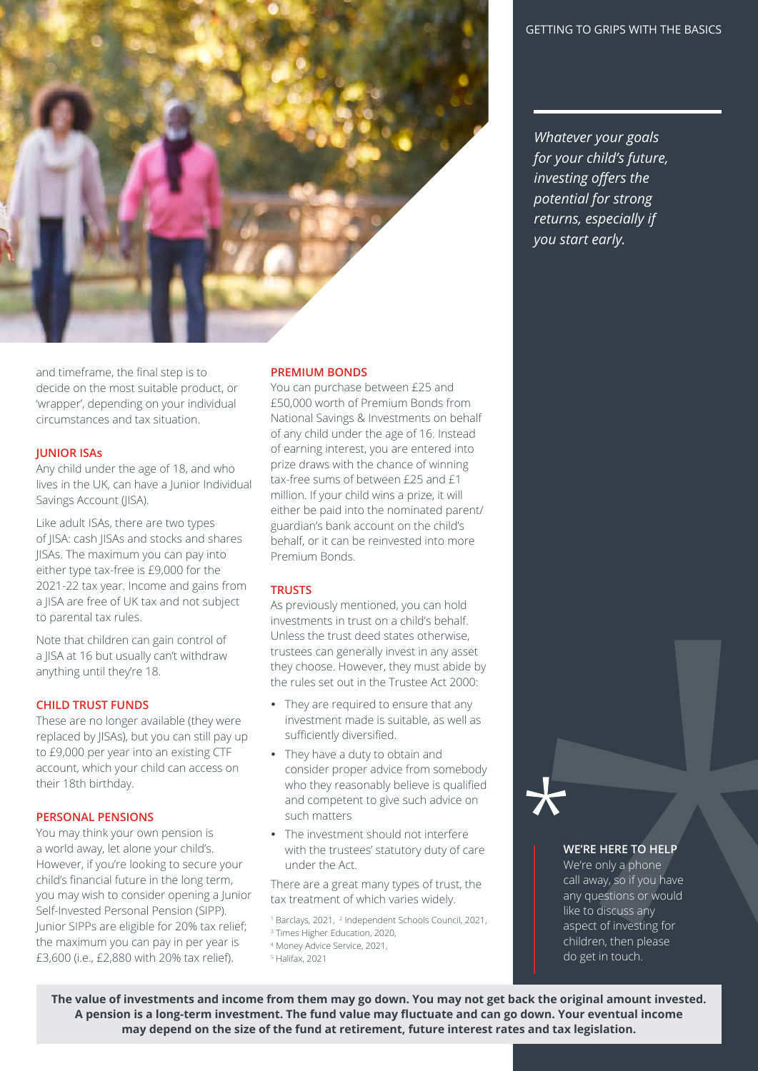and timeframe, the final step is to decide on the most suitable product, or 'wrapper', depending on your individual circumstances and tax situation.

### JUNIOR ISAs

Any child under the age of 18, and who lives in the UK, can have a Junior Individual Savings Account (JISA).

Like adult ISAs, there are two types of JISA: cash JISAs and stocks and shares JISAs. The maximum you can pay into either type tax-free is £9,000 for the 2021-22 tax year. Income and gains from a JISA are free of UK tax and not subject to parental tax rules.

Note that children can gain control of a JISA at 16 but usually can't withdraw anything until they're 18.

### CHILD TRUST FUNDS

These are no longer available (they were replaced by JISAs), but you can still pay up to £9,000 per year into an existing CTF account, which your child can access on their 18th birthday.

### PERSONAL PENSIONS

You may think your own pension is a world away, let alone your child's. However, if you're looking to secure your child's financial future in the long term, you may wish to consider opening a Junior Self-Invested Personal Pension (SIPP). Junior SIPPs are eligible for 20% tax relief; the maximum you can pay in per year is £3,600 (i.e., £2,880 with 20% tax relief).

### PREMIUM BONDS

You can purchase between £25 and £50,000 worth of Premium Bonds from National Savings & Investments on behalf of any child under the age of 16. Instead of earning interest, you are entered into prize draws with the chance of winning tax-free sums of between £25 and £1 million. If your child wins a prize, it will either be paid into the nominated parent/guardian's bank account on the child's behalf, or it can be reinvested into more Premium Bonds.

### TRUSTS

As previously mentioned, you can hold investments in trust on a child's behalf. Unless the trust deed states otherwise, trustees can generally invest in any asset they choose. However, they must abide by the rules set out in the Trustee Act 2000:

- They are required to ensure that any investment made is suitable, as well as sufficiently diversified.
- They have a duty to obtain and consider proper advice from somebody who they reasonably believe is qualified and competent to give such advice on such matters
- The investment should not interfere with the trustees' statutory duty of care under the Act.

There are a great many types of trust, the tax treatment of which varies widely.

[1] Barclays, 2021, [2] Independent Schools Council, 2021,
[3] Times Higher Education, 2020,
[4] Money Advice Service, 2021,
[5] Halifax, 2021

*Whatever your goals for your child's future, investing offers the potential for strong returns, especially if you start early.*

**WE'RE HERE TO HELP**

We're only a phone call away, so if you have any questions or would like to discuss any aspect of investing for children, then please do get in touch.

**The value of investments and income from them may go down. You may not get back the original amount invested. A pension is a long-term investment. The fund value may fluctuate and can go down. Your eventual income may depend on the size of the fund at retirement, future interest rates and tax legislation.**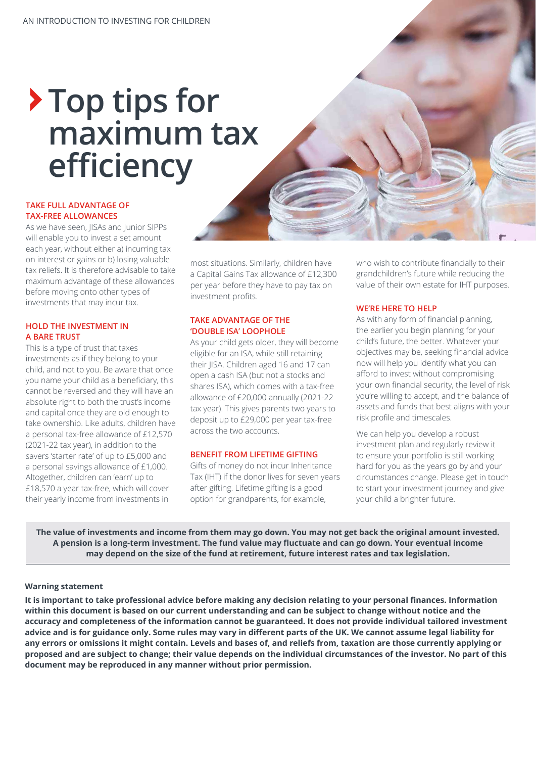# Top tips for maximum tax efficiency

### TAKE FULL ADVANTAGE OF TAX-FREE ALLOWANCES

As we have seen, JISAs and Junior SIPPs will enable you to invest a set amount each year, without either a) incurring tax on interest or gains or b) losing valuable tax reliefs. It is therefore advisable to take maximum advantage of these allowances before moving onto other types of investments that may incur tax.

### HOLD THE INVESTMENT IN A BARE TRUST

This is a type of trust that taxes investments as if they belong to your child, and not to you. Be aware that once you name your child as a beneficiary, this cannot be reversed and they will have an absolute right to both the trust's income and capital once they are old enough to take ownership. Like adults, children have a personal tax-free allowance of £12,570 (2021-22 tax year), in addition to the savers 'starter rate' of up to £5,000 and a personal savings allowance of £1,000. Altogether, children can 'earn' up to £18,570 a year tax-free, which will cover their yearly income from investments in most situations. Similarly, children have a Capital Gains Tax allowance of £12,300 per year before they have to pay tax on investment profits.

### TAKE ADVANTAGE OF THE 'DOUBLE ISA' LOOPHOLE

As your child gets older, they will become eligible for an ISA, while still retaining their JISA. Children aged 16 and 17 can open a cash ISA (but not a stocks and shares ISA), which comes with a tax-free allowance of £20,000 annually (2021-22 tax year). This gives parents two years to deposit up to £29,000 per year tax-free across the two accounts.

### BENEFIT FROM LIFETIME GIFTING

Gifts of money do not incur Inheritance Tax (IHT) if the donor lives for seven years after gifting. Lifetime gifting is a good option for grandparents, for example, who wish to contribute financially to their grandchildren's future while reducing the value of their own estate for IHT purposes.

### WE'RE HERE TO HELP

As with any form of financial planning, the earlier you begin planning for your child's future, the better. Whatever your objectives may be, seeking financial advice now will help you identify what you can afford to invest without compromising your own financial security, the level of risk you're willing to accept, and the balance of assets and funds that best aligns with your risk profile and timescales.

We can help you develop a robust investment plan and regularly review it to ensure your portfolio is still working hard for you as the years go by and your circumstances change. Please get in touch to start your investment journey and give your child a brighter future.

**The value of investments and income from them may go down. You may not get back the original amount invested. A pension is a long-term investment. The fund value may fluctuate and can go down. Your eventual income may depend on the size of the fund at retirement, future interest rates and tax legislation.**

**Warning statement**

**It is important to take professional advice before making any decision relating to your personal finances. Information within this document is based on our current understanding and can be subject to change without notice and the accuracy and completeness of the information cannot be guaranteed. It does not provide individual tailored investment advice and is for guidance only. Some rules may vary in different parts of the UK. We cannot assume legal liability for any errors or omissions it might contain. Levels and bases of, and reliefs from, taxation are those currently applying or proposed and are subject to change; their value depends on the individual circumstances of the investor. No part of this document may be reproduced in any manner without prior permission.**